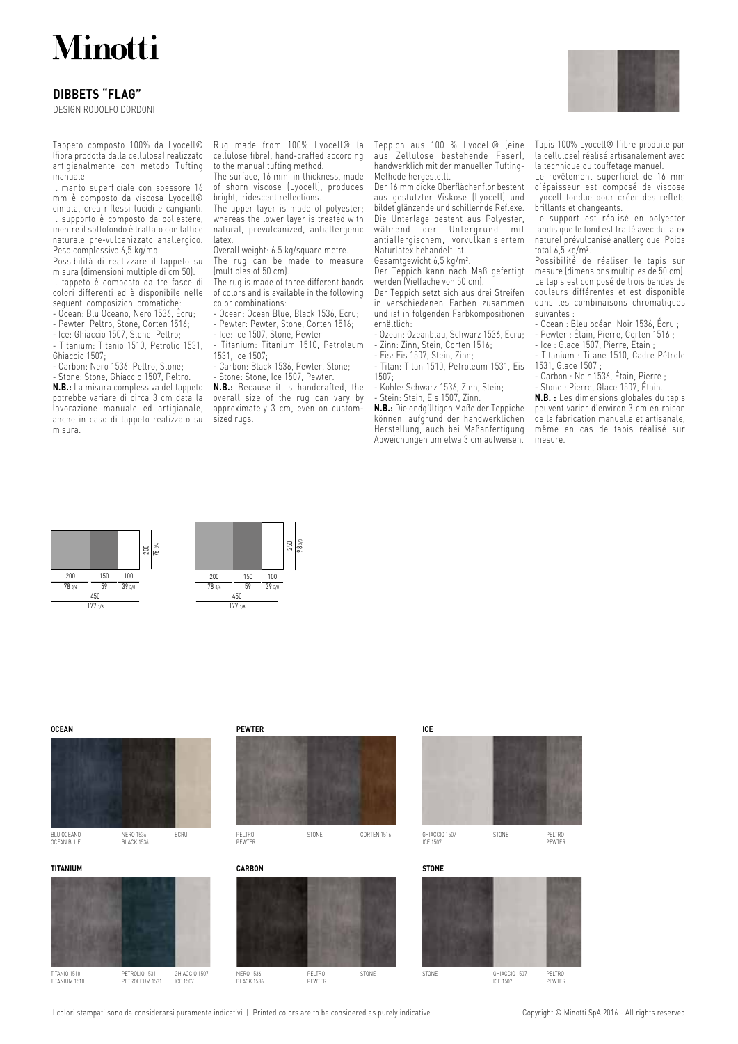# Minotti

## DIBBETS "FLAG"

DESIGN RODOLFO DORDONI

Tappeto composto 100% da Lyocell® (fibra prodotta dalla cellulosa) realizzato artigianalmente con metodo Tufting manuale.
Il manto superficiale con spessore 16 mm è composto da viscosa Lyocell® cimata, crea riflessi lucidi e cangianti. Il supporto è composto da poliestere, mentre il sottofondo è trattato con lattice naturale pre-vulcanizzato anallergico. Peso complessivo 6,5 kg/mq.
Possibilità di realizzare il tappeto su misura (dimensioni multiple di cm 50).
Il tappeto è composto da tre fasce di colori differenti ed è disponibile nelle seguenti composizioni cromatiche:

- Ocean: Blu Oceano, Nero 1536, Écru;
- Pewter: Peltro, Stone, Corten 1516;
- Ice: Ghiaccio 1507, Stone, Peltro;
- Titanium: Titanio 1510, Petrolio 1531, Ghiaccio 1507;
- Carbon: Nero 1536, Peltro, Stone;
- Stone: Stone, Ghiaccio 1507, Peltro.

**N.B.:** La misura complessiva del tappeto potrebbe variare di circa 3 cm data la lavorazione manuale ed artigianale, anche in caso di tappeto realizzato su misura.

Rug made from 100% Lyocell® (a cellulose fibre), hand-crafted according to the manual tufting method.
The surface, 16 mm in thickness, made of shorn viscose (Lyocell), produces bright, iridescent reflections.
The upper layer is made of polyester; whereas the lower layer is treated with natural, prevulcanized, antiallergenic latex.
Overall weight: 6.5 kg/square metre.
The rug can be made to measure (multiples of 50 cm).
The rug is made of three different bands of colors and is available in the following color combinations:

- Ocean: Ocean Blue, Black 1536, Ecru;
- Pewter: Pewter, Stone, Corten 1516;
- Ice: Ice 1507, Stone, Pewter;
- Titanium: Titanium 1510, Petroleum 1531, Ice 1507;
- Carbon: Black 1536, Pewter, Stone;
- Stone: Stone, Ice 1507, Pewter.

**N.B.:** Because it is handcrafted, the overall size of the rug can vary by approximately 3 cm, even on custom-sized rugs.

Teppich aus 100 % Lyocell® (eine aus Zellulose bestehende Faser), handwerklich mit der manuellen Tufting-Methode hergestellt.
Der 16 mm dicke Oberflächenflor besteht aus gestutzter Viskose (Lyocell) und bildet glänzende und schillernde Reflexe. Die Unterlage besteht aus Polyester, während der Untergrund mit antiallergischem, vorvulkanisiertem Naturlatex behandelt ist.
Gesamtgewicht 6,5 kg/m².
Der Teppich kann nach Maß gefertigt werden (Vielfache von 50 cm).
Der Teppich setzt sich aus drei Streifen in verschiedenen Farben zusammen und ist in folgenden Farbkompositionen erhältlich:

- Ozean: Ozeanblau, Schwarz 1536, Ecru;
- Zinn: Zinn, Stein, Corten 1516;
- Eis: Eis 1507, Stein, Zinn;
- Titan: Titan 1510, Petroleum 1531, Eis 1507;
- Kohle: Schwarz 1536, Zinn, Stein;
- Stein: Stein, Eis 1507, Zinn.

**N.B.:** Die endgültigen Maße der Teppiche können, aufgrund der handwerklichen Herstellung, auch bei Maßanfertigung Abweichungen um etwa 3 cm aufweisen.

Tapis 100% Lyocell® (fibre produite par la cellulose) réalisé artisanalement avec la technique du touffetage manuel.
Le revêtement superficiel de 16 mm d'épaisseur est composé de viscose Lyocell tondue pour créer des reflets brillants et changeants.
Le support est réalisé en polyester tandis que le fond est traité avec du latex naturel prévulcanisé anallergique. Poids total 6,5 kg/m².
Possibilité de réaliser le tapis sur mesure (dimensions multiples de 50 cm).
Le tapis est composé de trois bandes de couleurs différentes et est disponible dans les combinaisons chromatiques suivantes :

- Ocean : Bleu océan, Noir 1536, Écru ;
- Pewter : Étain, Pierre, Corten 1516 ;
- Ice : Glace 1507, Pierre, Étain ;
- Titanium : Titane 1510, Cadre Pétrole 1531, Glace 1507 ;
- Carbon : Noir 1536, Étain, Pierre ;
- Stone : Pierre, Glace 1507, Étain.

**N.B. :** Les dimensions globales du tapis peuvent varier d'environ 3 cm en raison de la fabrication manuelle et artisanale, même en cas de tapis réalisé sur mesure.

200 | 150 | 100 — 78 3/4 | 59 | 39 3/8 — 450 — 177 1/8 — 200 — 78 3/4

200 | 150 | 100 — 78 3/4 | 59 | 39 3/8 — 450 — 177 1/8 — 250 — 98 3/8

**OCEAN**

BLU OCEANO / OCEAN BLUE — NERO 1536 / BLACK 1536 — ECRU

**PEWTER**

PELTRO / PEWTER — STONE — CORTEN 1516

**ICE**

GHIACCIO 1507 / ICE 1507 — STONE — PELTRO / PEWTER

**TITANIUM**

TITANIO 1510 / TITANIUM 1510 — PETROLIO 1531 / PETROLEUM 1531 — GHIACCIO 1507 / ICE 1507

**CARBON**

NERO 1536 / BLACK 1536 — PELTRO / PEWTER — STONE

**STONE**

STONE — GHIACCIO 1507 / ICE 1507 — PELTRO / PEWTER

I colori stampati sono da considerarsi puramente indicativi | Printed colors are to be considered as purely indicative

Copyright © Minotti SpA 2016 - All rights reserved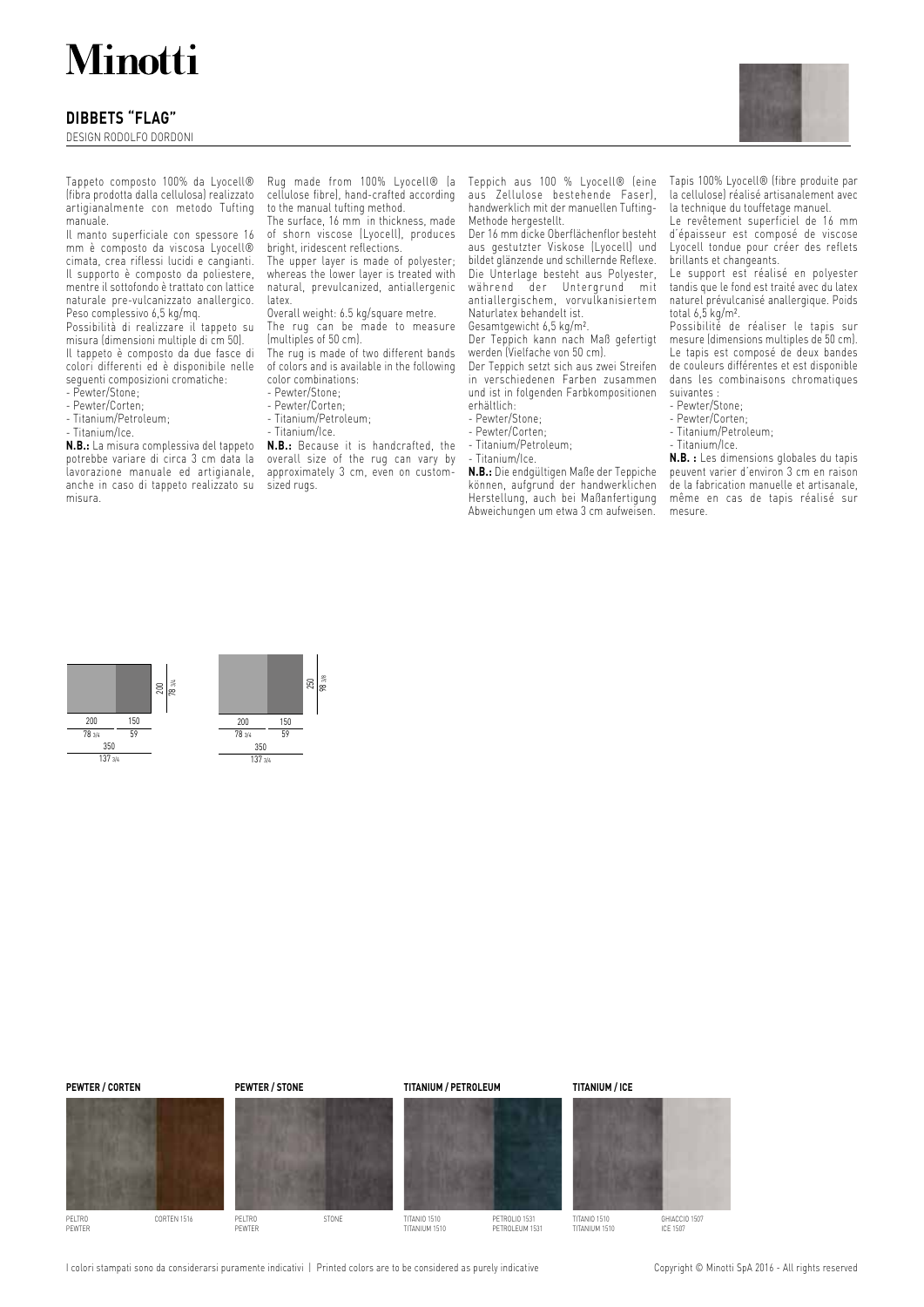# Minotti

## DIBBETS "FLAG"

DESIGN RODOLFO DORDONI

Tappeto composto 100% da Lyocell® (fibra prodotta dalla cellulosa) realizzato artigianalmente con metodo Tufting manuale.
Il manto superficiale con spessore 16 mm è composto da viscosa Lyocell® cimata, crea riflessi lucidi e cangianti. Il supporto è composto da poliestere, mentre il sottofondo è trattato con lattice naturale pre-vulcanizzato anallergico. Peso complessivo 6,5 kg/mq.
Possibilità di realizzare il tappeto su misura (dimensioni multiple di cm 50).
Il tappeto è composto da due fasce di colori differenti ed è disponibile nelle seguenti composizioni cromatiche:

- Pewter/Stone;
- Pewter/Corten;
- Titanium/Petroleum;
- Titanium/Ice.

**N.B.:** La misura complessiva del tappeto potrebbe variare di circa 3 cm data la lavorazione manuale ed artigianale, anche in caso di tappeto realizzato su misura.

Rug made from 100% Lyocell® (a cellulose fibre), hand-crafted according to the manual tufting method.
The surface, 16 mm in thickness, made of shorn viscose (Lyocell), produces bright, iridescent reflections.
The upper layer is made of polyester; whereas the lower layer is treated with natural, prevulcanized, antiallergenic latex.
Overall weight: 6.5 kg/square metre.
The rug can be made to measure (multiples of 50 cm).
The rug is made of two different bands of colors and is available in the following color combinations:

- Pewter/Stone;
- Pewter/Corten;
- Titanium/Petroleum;
- Titanium/Ice.

**N.B.:** Because it is handcrafted, the overall size of the rug can vary by approximately 3 cm, even on custom-sized rugs.

Teppich aus 100 % Lyocell® (eine aus Zellulose bestehende Faser), handwerklich mit der manuellen Tufting-Methode hergestellt.
Der 16 mm dicke Oberflächenflor besteht aus gestutzter Viskose (Lyocell) und bildet glänzende und schillernde Reflexe. Die Unterlage besteht aus Polyester, während der Untergrund mit antiallergischem, vorvulkanisiertem Naturlatex behandelt ist.
Gesamtgewicht 6,5 kg/m².
Der Teppich kann nach Maß gefertigt werden (Vielfache von 50 cm).
Der Teppich setzt sich aus zwei Streifen in verschiedenen Farben zusammen und ist in folgenden Farbkompositionen erhältlich:

- Pewter/Stone;
- Pewter/Corten;
- Titanium/Petroleum;
- Titanium/Ice.

**N.B.:** Die endgültigen Maße der Teppiche können, aufgrund der handwerklichen Herstellung, auch bei Maßanfertigung Abweichungen um etwa 3 cm aufweisen.

Tapis 100% Lyocell® (fibre produite par la cellulose) réalisé artisanalement avec la technique du touffetage manuel.
Le revêtement superficiel de 16 mm d'épaisseur est composé de viscose Lyocell tondue pour créer des reflets brillants et changeants.
Le support est réalisé en polyester tandis que le fond est traité avec du latex naturel prévulcanisé anallergique. Poids total 6,5 kg/m².
Possibilité de réaliser le tapis sur mesure (dimensions multiples de 50 cm).
Le tapis est composé de deux bandes de couleurs différentes et est disponible dans les combinaisons chromatiques suivantes :

- Pewter/Stone;
- Pewter/Corten;
- Titanium/Petroleum;
- Titanium/Ice.

**N.B. :** Les dimensions globales du tapis peuvent varier d'environ 3 cm en raison de la fabrication manuelle et artisanale, même en cas de tapis réalisé sur mesure.

200 | 78 3/4
200 | 78 3/4 — 150 | 59
350 | 137 3/4

250 | 98 3/8
200 | 78 3/4 — 150 | 59
350 | 137 3/4

**PEWTER / CORTEN**
PELTRO PEWTER — CORTEN 1516

**PEWTER / STONE**
PELTRO PEWTER — STONE

**TITANIUM / PETROLEUM**
TITANIO 1510 TITANIUM 1510 — PETROLIO 1531 PETROLEUM 1531

**TITANIUM / ICE**
TITANIO 1510 TITANIUM 1510 — GHIACCIO 1507 ICE 1507

I colori stampati sono da considerarsi puramente indicativi | Printed colors are to be considered as purely indicative

Copyright © Minotti SpA 2016 - All rights reserved